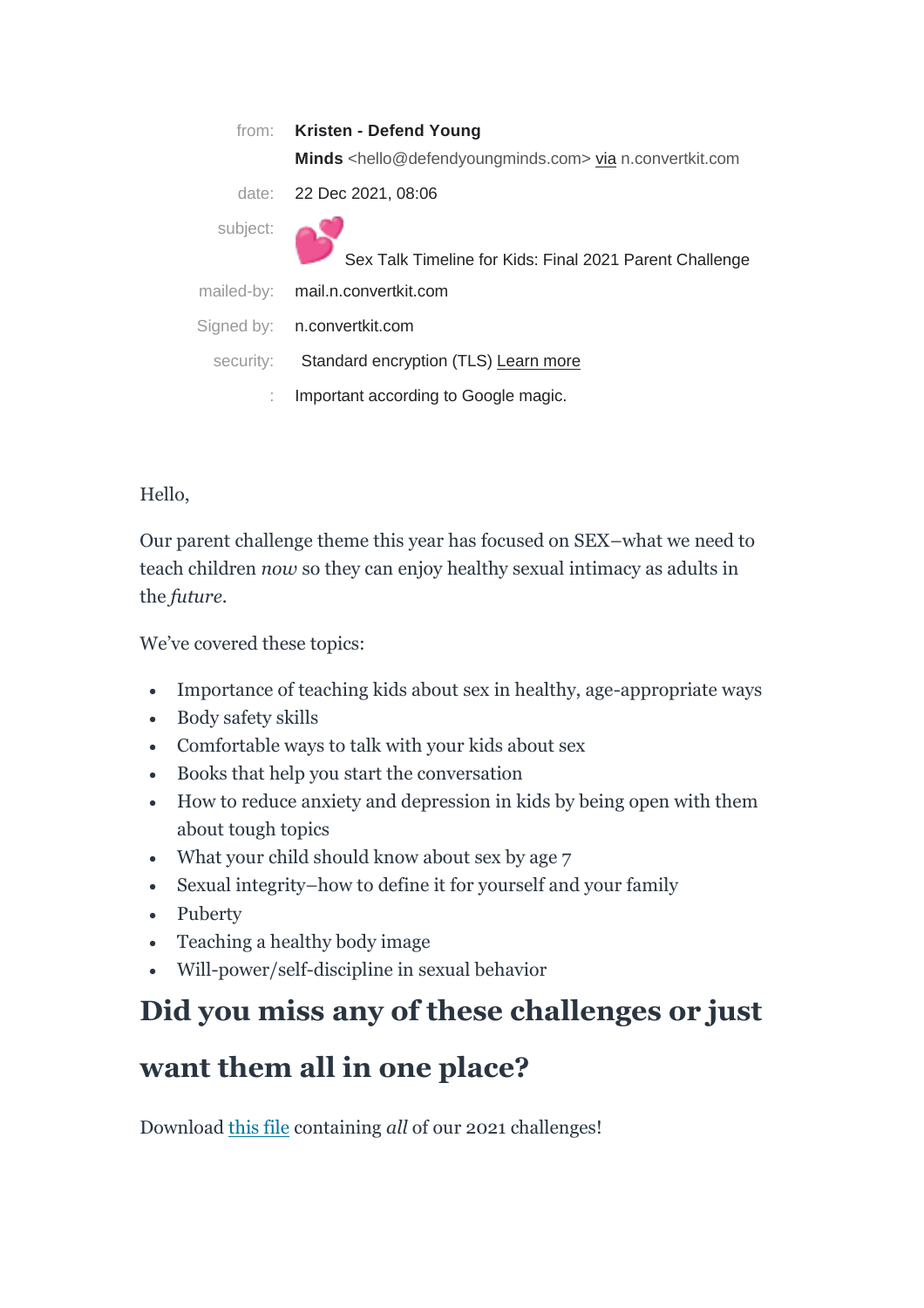| | |
|---|---|
| from: | **Kristen - Defend Young Minds** <hello@defendyoungminds.com> via n.convertkit.com |
| date: | 22 Dec 2021, 08:06 |
| subject: | 💕 Sex Talk Timeline for Kids: Final 2021 Parent Challenge |
| mailed-by: | mail.n.convertkit.com |
| Signed by: | n.convertkit.com |
| security: | Standard encryption (TLS) Learn more |
| : | Important according to Google magic. |

Hello,

Our parent challenge theme this year has focused on SEX–what we need to teach children *now* so they can enjoy healthy sexual intimacy as adults in the *future*.

We've covered these topics:

- Importance of teaching kids about sex in healthy, age-appropriate ways
- Body safety skills
- Comfortable ways to talk with your kids about sex
- Books that help you start the conversation
- How to reduce anxiety and depression in kids by being open with them about tough topics
- What your child should know about sex by age 7
- Sexual integrity–how to define it for yourself and your family
- Puberty
- Teaching a healthy body image
- Will-power/self-discipline in sexual behavior

## Did you miss any of these challenges or just want them all in one place?

Download this file containing *all* of our 2021 challenges!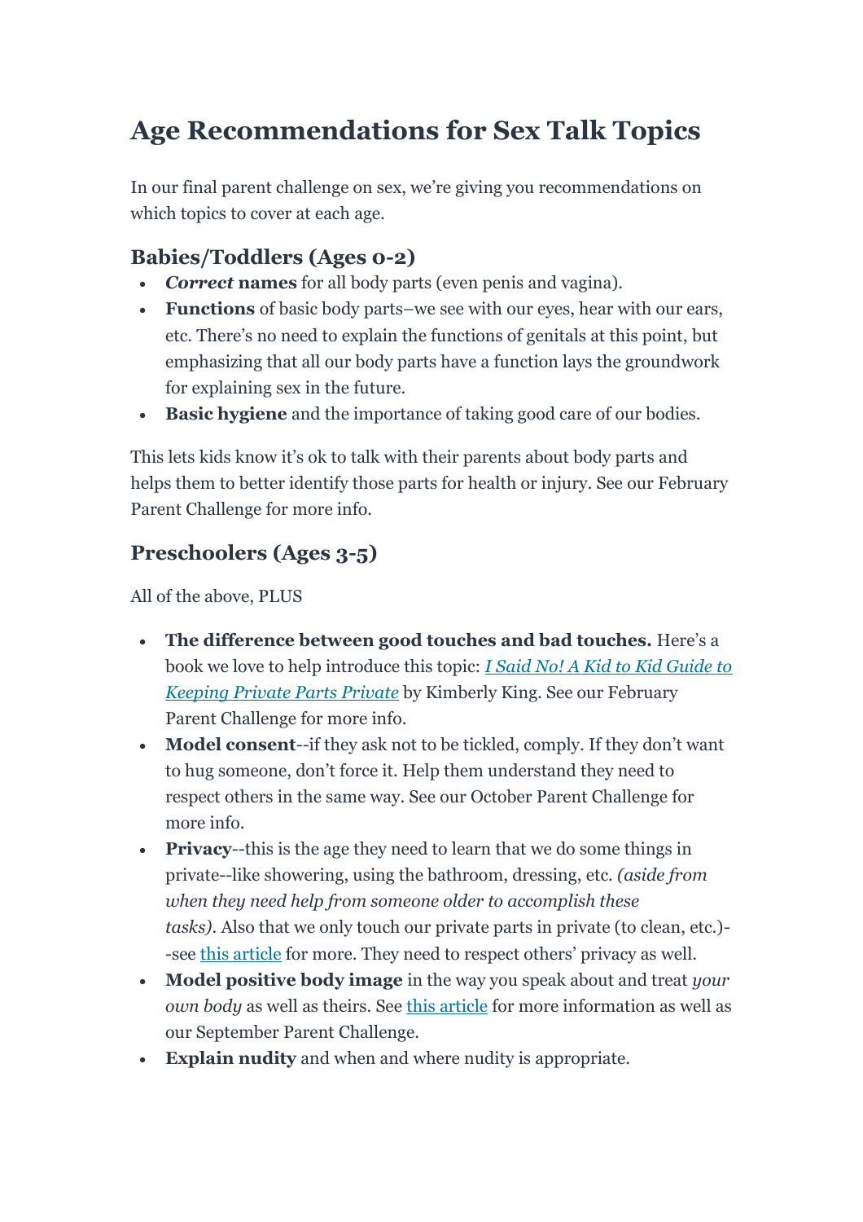# Age Recommendations for Sex Talk Topics

In our final parent challenge on sex, we're giving you recommendations on which topics to cover at each age.

### Babies/Toddlers (Ages 0-2)

- ***Correct* names** for all body parts (even penis and vagina).
- **Functions** of basic body parts–we see with our eyes, hear with our ears, etc. There's no need to explain the functions of genitals at this point, but emphasizing that all our body parts have a function lays the groundwork for explaining sex in the future.
- **Basic hygiene** and the importance of taking good care of our bodies.

This lets kids know it's ok to talk with their parents about body parts and helps them to better identify those parts for health or injury. See our February Parent Challenge for more info.

### Preschoolers (Ages 3-5)

All of the above, PLUS

- **The difference between good touches and bad touches.** Here's a book we love to help introduce this topic: [*I Said No! A Kid to Kid Guide to Keeping Private Parts Private*]() by Kimberly King. See our February Parent Challenge for more info.
- **Model consent**--if they ask not to be tickled, comply. If they don't want to hug someone, don't force it. Help them understand they need to respect others in the same way. See our October Parent Challenge for more info.
- **Privacy**--this is the age they need to learn that we do some things in private--like showering, using the bathroom, dressing, etc. *(aside from when they need help from someone older to accomplish these tasks)*. Also that we only touch our private parts in private (to clean, etc.)--see [this article]() for more. They need to respect others' privacy as well.
- **Model positive body image** in the way you speak about and treat *your own body* as well as theirs. See [this article]() for more information as well as our September Parent Challenge.
- **Explain nudity** and when and where nudity is appropriate.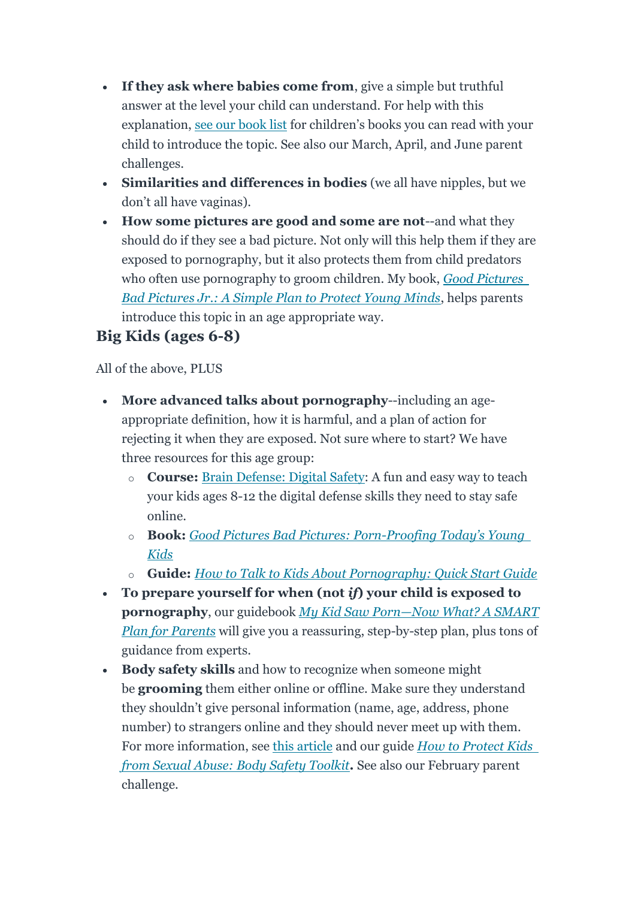- **If they ask where babies come from**, give a simple but truthful answer at the level your child can understand. For help with this explanation, see our book list for children's books you can read with your child to introduce the topic. See also our March, April, and June parent challenges.
- **Similarities and differences in bodies** (we all have nipples, but we don't all have vaginas).
- **How some pictures are good and some are not**--and what they should do if they see a bad picture. Not only will this help them if they are exposed to pornography, but it also protects them from child predators who often use pornography to groom children. My book, *Good Pictures Bad Pictures Jr.: A Simple Plan to Protect Young Minds*, helps parents introduce this topic in an age appropriate way.

## Big Kids (ages 6-8)

All of the above, PLUS

- **More advanced talks about pornography**--including an age-appropriate definition, how it is harmful, and a plan of action for rejecting it when they are exposed. Not sure where to start? We have three resources for this age group:
  - **Course:** Brain Defense: Digital Safety: A fun and easy way to teach your kids ages 8-12 the digital defense skills they need to stay safe online.
  - **Book:** *Good Pictures Bad Pictures: Porn-Proofing Today's Young Kids*
  - **Guide:** *How to Talk to Kids About Pornography: Quick Start Guide*
- **To prepare yourself for when (not *if*) your child is exposed to pornography**, our guidebook *My Kid Saw Porn—Now What? A SMART Plan for Parents* will give you a reassuring, step-by-step plan, plus tons of guidance from experts.
- **Body safety skills** and how to recognize when someone might be **grooming** them either online or offline. Make sure they understand they shouldn't give personal information (name, age, address, phone number) to strangers online and they should never meet up with them. For more information, see this article and our guide *How to Protect Kids from Sexual Abuse: Body Safety Toolkit*. See also our February parent challenge.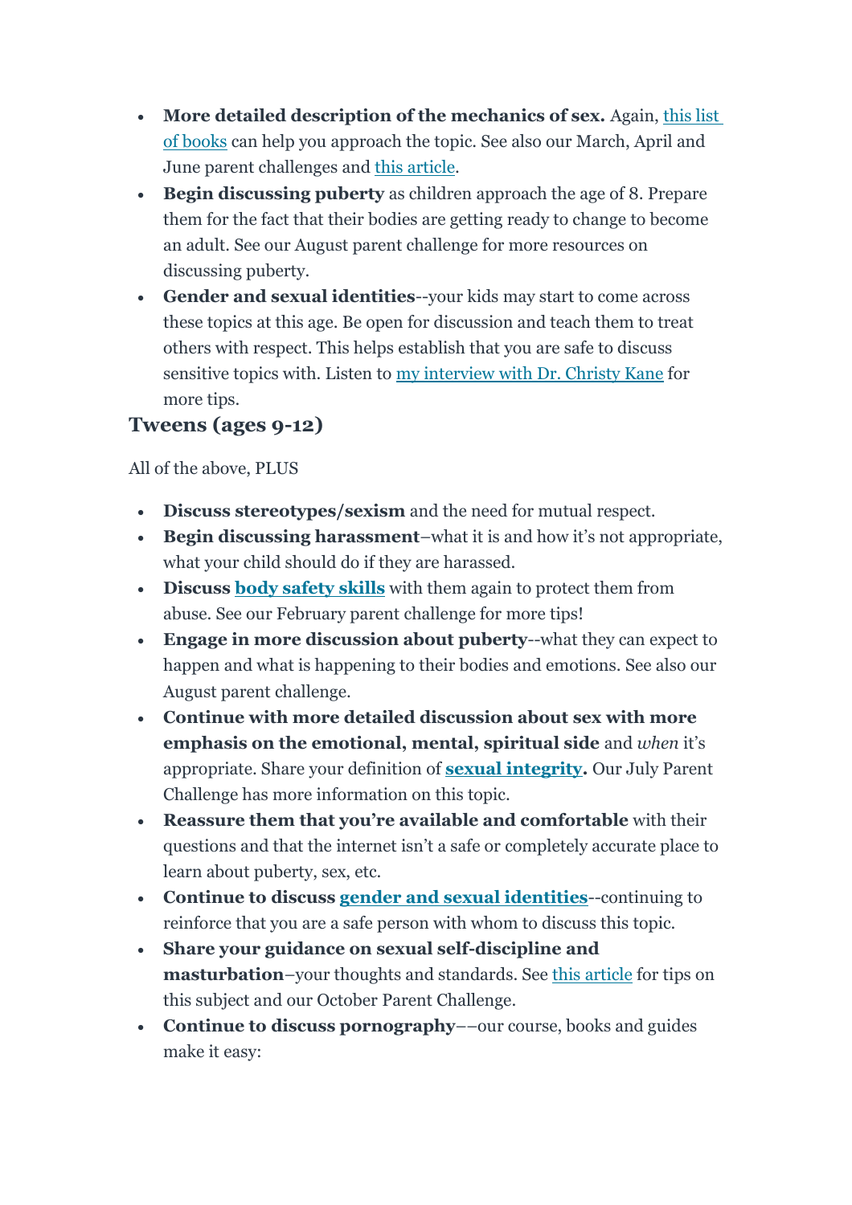- **More detailed description of the mechanics of sex.** Again, this list of books can help you approach the topic. See also our March, April and June parent challenges and this article.
- **Begin discussing puberty** as children approach the age of 8. Prepare them for the fact that their bodies are getting ready to change to become an adult. See our August parent challenge for more resources on discussing puberty.
- **Gender and sexual identities**--your kids may start to come across these topics at this age. Be open for discussion and teach them to treat others with respect. This helps establish that you are safe to discuss sensitive topics with. Listen to my interview with Dr. Christy Kane for more tips.

### Tweens (ages 9-12)

All of the above, PLUS

- **Discuss stereotypes/sexism** and the need for mutual respect.
- **Begin discussing harassment**–what it is and how it's not appropriate, what your child should do if they are harassed.
- **Discuss body safety skills** with them again to protect them from abuse. See our February parent challenge for more tips!
- **Engage in more discussion about puberty**--what they can expect to happen and what is happening to their bodies and emotions. See also our August parent challenge.
- **Continue with more detailed discussion about sex with more emphasis on the emotional, mental, spiritual side** and *when* it's appropriate. Share your definition of **sexual integrity.** Our July Parent Challenge has more information on this topic.
- **Reassure them that you're available and comfortable** with their questions and that the internet isn't a safe or completely accurate place to learn about puberty, sex, etc.
- **Continue to discuss gender and sexual identities**--continuing to reinforce that you are a safe person with whom to discuss this topic.
- **Share your guidance on sexual self-discipline and masturbation**–your thoughts and standards. See this article for tips on this subject and our October Parent Challenge.
- **Continue to discuss pornography**––our course, books and guides make it easy: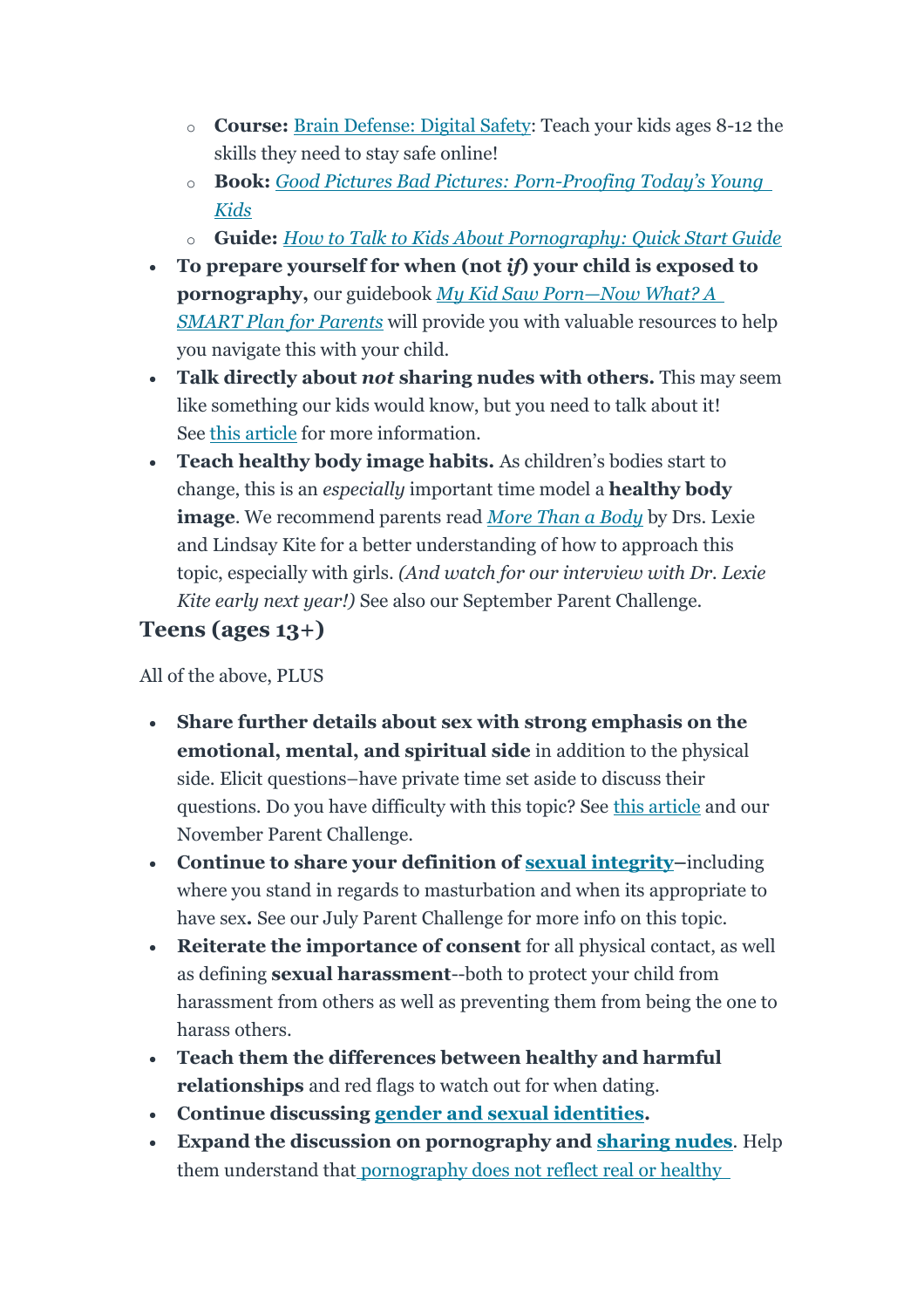- **Course:** Brain Defense: Digital Safety: Teach your kids ages 8-12 the skills they need to stay safe online!
    - **Book:** *Good Pictures Bad Pictures: Porn-Proofing Today's Young Kids*
    - **Guide:** *How to Talk to Kids About Pornography: Quick Start Guide*
- **To prepare yourself for when (not *if*) your child is exposed to pornography,** our guidebook *My Kid Saw Porn—Now What? A SMART Plan for Parents* will provide you with valuable resources to help you navigate this with your child.
- **Talk directly about *not* sharing nudes with others.** This may seem like something our kids would know, but you need to talk about it! See this article for more information.
- **Teach healthy body image habits.** As children's bodies start to change, this is an *especially* important time model a **healthy body image**. We recommend parents read *More Than a Body* by Drs. Lexie and Lindsay Kite for a better understanding of how to approach this topic, especially with girls. *(And watch for our interview with Dr. Lexie Kite early next year!)* See also our September Parent Challenge.

### Teens (ages 13+)

All of the above, PLUS

- **Share further details about sex with strong emphasis on the emotional, mental, and spiritual side** in addition to the physical side. Elicit questions–have private time set aside to discuss their questions. Do you have difficulty with this topic? See this article and our November Parent Challenge.
- **Continue to share your definition of sexual integrity**–including where you stand in regards to masturbation and when its appropriate to have sex**.** See our July Parent Challenge for more info on this topic.
- **Reiterate the importance of consent** for all physical contact, as well as defining **sexual harassment**--both to protect your child from harassment from others as well as preventing them from being the one to harass others.
- **Teach them the differences between healthy and harmful relationships** and red flags to watch out for when dating.
- **Continue discussing gender and sexual identities.**
- **Expand the discussion on pornography and sharing nudes**. Help them understand that pornography does not reflect real or healthy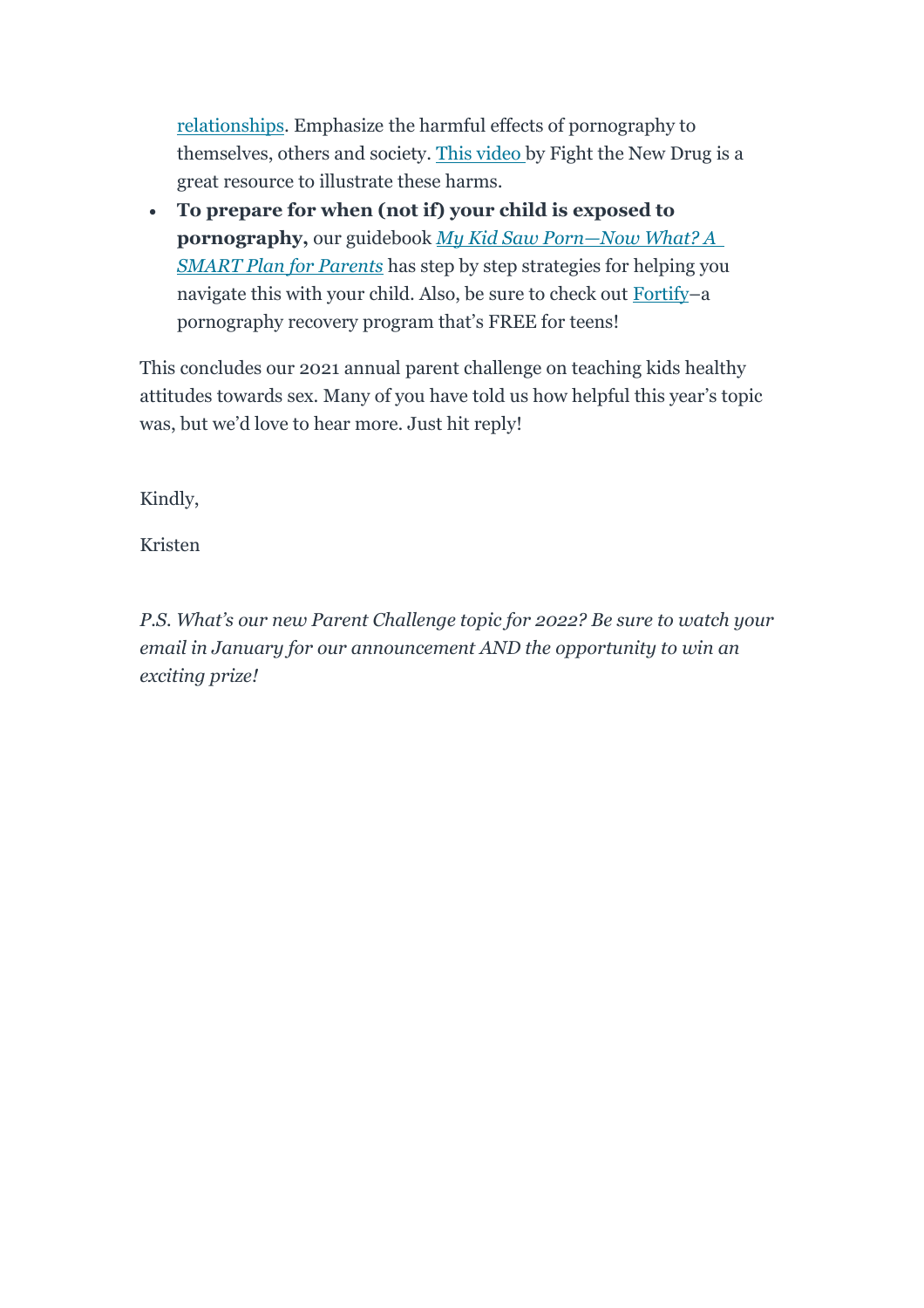relationships. Emphasize the harmful effects of pornography to themselves, others and society. This video by Fight the New Drug is a great resource to illustrate these harms.

- **To prepare for when (not if) your child is exposed to pornography,** our guidebook *My Kid Saw Porn—Now What? A SMART Plan for Parents* has step by step strategies for helping you navigate this with your child. Also, be sure to check out Fortify–a pornography recovery program that's FREE for teens!

This concludes our 2021 annual parent challenge on teaching kids healthy attitudes towards sex. Many of you have told us how helpful this year's topic was, but we'd love to hear more. Just hit reply!

Kindly,

Kristen

*P.S. What's our new Parent Challenge topic for 2022? Be sure to watch your email in January for our announcement AND the opportunity to win an exciting prize!*